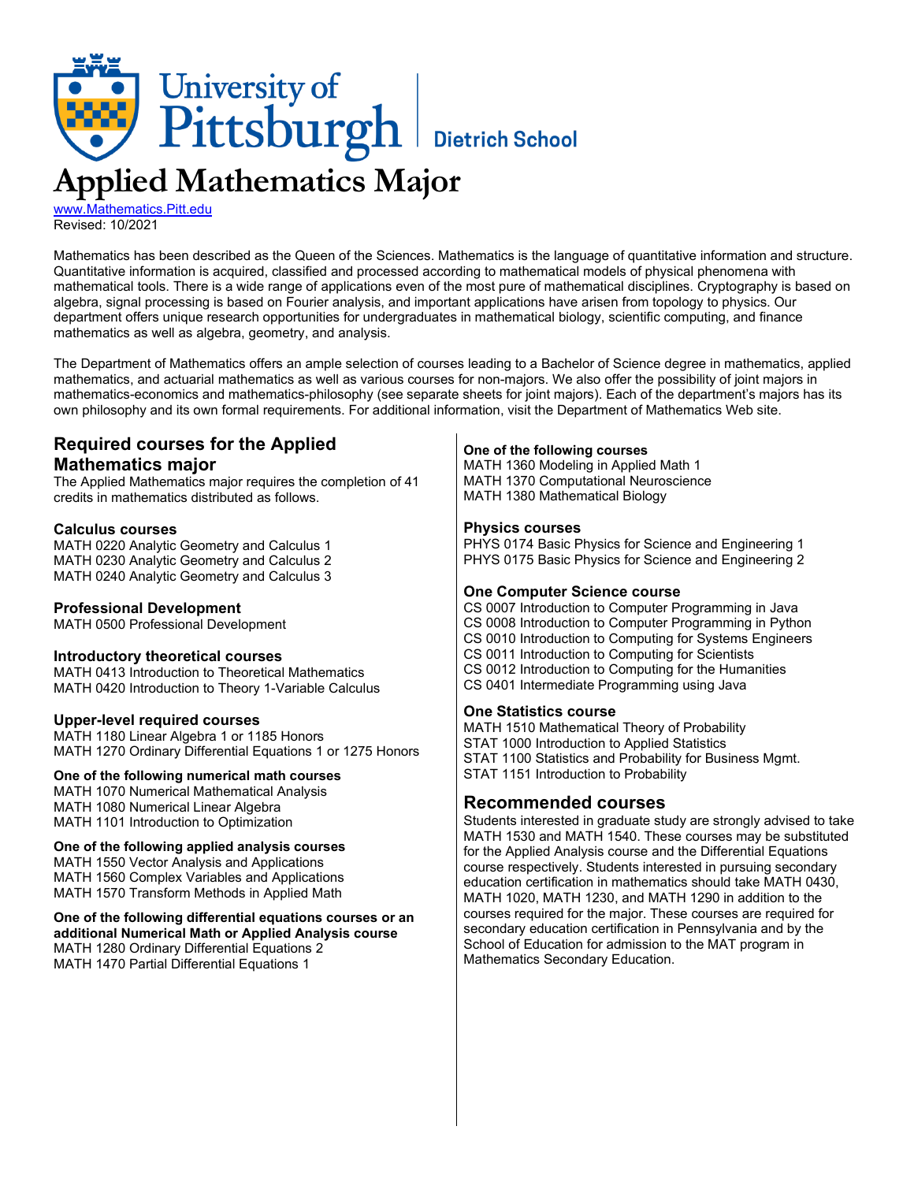University of Pittsburgh | Dietrich School

# Applied Mathematics Major

www.Mathematics.Pitt.edu
Revised: 10/2021

Mathematics has been described as the Queen of the Sciences. Mathematics is the language of quantitative information and structure. Quantitative information is acquired, classified and processed according to mathematical models of physical phenomena with mathematical tools. There is a wide range of applications even of the most pure of mathematical disciplines. Cryptography is based on algebra, signal processing is based on Fourier analysis, and important applications have arisen from topology to physics. Our department offers unique research opportunities for undergraduates in mathematical biology, scientific computing, and finance mathematics as well as algebra, geometry, and analysis.

The Department of Mathematics offers an ample selection of courses leading to a Bachelor of Science degree in mathematics, applied mathematics, and actuarial mathematics as well as various courses for non-majors. We also offer the possibility of joint majors in mathematics-economics and mathematics-philosophy (see separate sheets for joint majors). Each of the department's majors has its own philosophy and its own formal requirements. For additional information, visit the Department of Mathematics Web site.

## Required courses for the Applied Mathematics major

The Applied Mathematics major requires the completion of 41 credits in mathematics distributed as follows.

### Calculus courses

MATH 0220 Analytic Geometry and Calculus 1
MATH 0230 Analytic Geometry and Calculus 2
MATH 0240 Analytic Geometry and Calculus 3

### Professional Development

MATH 0500 Professional Development

### Introductory theoretical courses

MATH 0413 Introduction to Theoretical Mathematics
MATH 0420 Introduction to Theory 1-Variable Calculus

### Upper-level required courses

MATH 1180 Linear Algebra 1 or 1185 Honors
MATH 1270 Ordinary Differential Equations 1 or 1275 Honors

**One of the following numerical math courses**

MATH 1070 Numerical Mathematical Analysis
MATH 1080 Numerical Linear Algebra
MATH 1101 Introduction to Optimization

**One of the following applied analysis courses**

MATH 1550 Vector Analysis and Applications
MATH 1560 Complex Variables and Applications
MATH 1570 Transform Methods in Applied Math

**One of the following differential equations courses or an additional Numerical Math or Applied Analysis course**

MATH 1280 Ordinary Differential Equations 2
MATH 1470 Partial Differential Equations 1

**One of the following courses**

MATH 1360 Modeling in Applied Math 1
MATH 1370 Computational Neuroscience
MATH 1380 Mathematical Biology

### Physics courses

PHYS 0174 Basic Physics for Science and Engineering 1
PHYS 0175 Basic Physics for Science and Engineering 2

### One Computer Science course

CS 0007 Introduction to Computer Programming in Java
CS 0008 Introduction to Computer Programming in Python
CS 0010 Introduction to Computing for Systems Engineers
CS 0011 Introduction to Computing for Scientists
CS 0012 Introduction to Computing for the Humanities
CS 0401 Intermediate Programming using Java

### One Statistics course

MATH 1510 Mathematical Theory of Probability
STAT 1000 Introduction to Applied Statistics
STAT 1100 Statistics and Probability for Business Mgmt.
STAT 1151 Introduction to Probability

## Recommended courses

Students interested in graduate study are strongly advised to take MATH 1530 and MATH 1540. These courses may be substituted for the Applied Analysis course and the Differential Equations course respectively. Students interested in pursuing secondary education certification in mathematics should take MATH 0430, MATH 1020, MATH 1230, and MATH 1290 in addition to the courses required for the major. These courses are required for secondary education certification in Pennsylvania and by the School of Education for admission to the MAT program in Mathematics Secondary Education.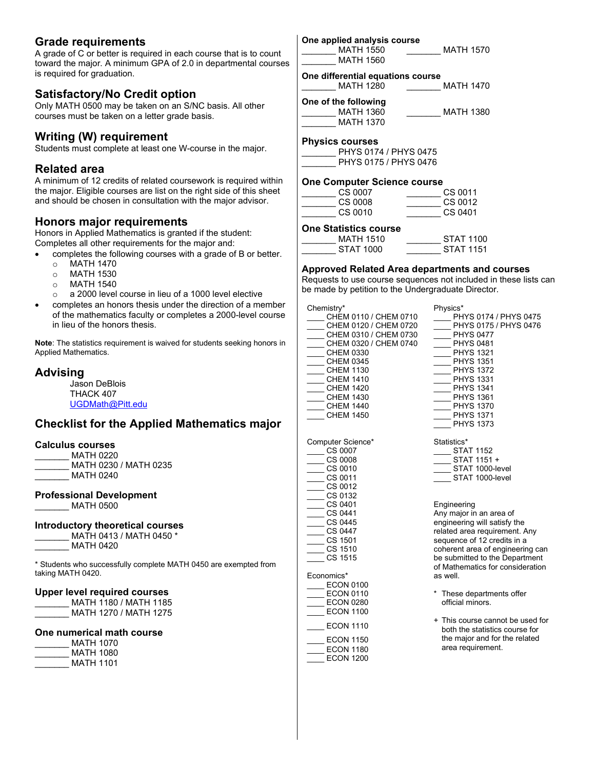## Grade requirements

A grade of C or better is required in each course that is to count toward the major. A minimum GPA of 2.0 in departmental courses is required for graduation.

## Satisfactory/No Credit option

Only MATH 0500 may be taken on an S/NC basis. All other courses must be taken on a letter grade basis.

## Writing (W) requirement

Students must complete at least one W-course in the major.

## Related area

A minimum of 12 credits of related coursework is required within the major. Eligible courses are list on the right side of this sheet and should be chosen in consultation with the major advisor.

## Honors major requirements

Honors in Applied Mathematics is granted if the student:
Completes all other requirements for the major and:

- completes the following courses with a grade of B or better.
  - MATH 1470
  - MATH 1530
  - MATH 1540
  - a 2000 level course in lieu of a 1000 level elective
- completes an honors thesis under the direction of a member of the mathematics faculty or completes a 2000-level course in lieu of the honors thesis.

**Note**: The statistics requirement is waived for students seeking honors in Applied Mathematics.

## Advising

Jason DeBlois
THACK 407
UGDMath@Pitt.edu

## Checklist for the Applied Mathematics major

### Calculus courses

_______ MATH 0220
_______ MATH 0230 / MATH 0235
_______ MATH 0240

### Professional Development

_______ MATH 0500

### Introductory theoretical courses

_______ MATH 0413 / MATH 0450 *
_______ MATH 0420

* Students who successfully complete MATH 0450 are exempted from taking MATH 0420.

### Upper level required courses

_______ MATH 1180 / MATH 1185
_______ MATH 1270 / MATH 1275

### One numerical math course

_______ MATH 1070
_______ MATH 1080
_______ MATH 1101

### One applied analysis course

_______ MATH 1550
_______ MATH 1560
_______ MATH 1570

### One differential equations course

_______ MATH 1280
_______ MATH 1470

### One of the following

_______ MATH 1360
_______ MATH 1370
_______ MATH 1380

### Physics courses

_______ PHYS 0174 / PHYS 0475
_______ PHYS 0175 / PHYS 0476

### One Computer Science course

_______ CS 0007
_______ CS 0008
_______ CS 0010
_______ CS 0011
_______ CS 0012
_______ CS 0401

### One Statistics course

_______ MATH 1510
_______ STAT 1000
_______ STAT 1100
_______ STAT 1151

### Approved Related Area departments and courses

Requests to use course sequences not included in these lists can be made by petition to the Undergraduate Director.

**Chemistry***

____ CHEM 0110 / CHEM 0710
____ CHEM 0120 / CHEM 0720
____ CHEM 0310 / CHEM 0730
____ CHEM 0320 / CHEM 0740
____ CHEM 0330
____ CHEM 0345
____ CHEM 1130
____ CHEM 1410
____ CHEM 1420
____ CHEM 1430
____ CHEM 1440
____ CHEM 1450

**Physics***

____ PHYS 0174 / PHYS 0475
____ PHYS 0175 / PHYS 0476
____ PHYS 0477
____ PHYS 0481
____ PHYS 1321
____ PHYS 1351
____ PHYS 1372
____ PHYS 1331
____ PHYS 1341
____ PHYS 1361
____ PHYS 1370
____ PHYS 1371
____ PHYS 1373

**Computer Science***

____ CS 0007
____ CS 0008
____ CS 0010
____ CS 0011
____ CS 0012
____ CS 0132
____ CS 0401
____ CS 0441
____ CS 0445
____ CS 0447
____ CS 1501
____ CS 1510
____ CS 1515

**Statistics***

____ STAT 1152
____ STAT 1151 +
____ STAT 1000-level
____ STAT 1000-level

**Economics***

____ ECON 0100
____ ECON 0110
____ ECON 0280
____ ECON 1100
____ ECON 1110
____ ECON 1150
____ ECON 1180
____ ECON 1200

**Engineering**

Any major in an area of engineering will satisfy the related area requirement. Any sequence of 12 credits in a coherent area of engineering can be submitted to the Department of Mathematics for consideration as well.

* These departments offer official minors.

+ This course cannot be used for both the statistics course for the major and for the related area requirement.